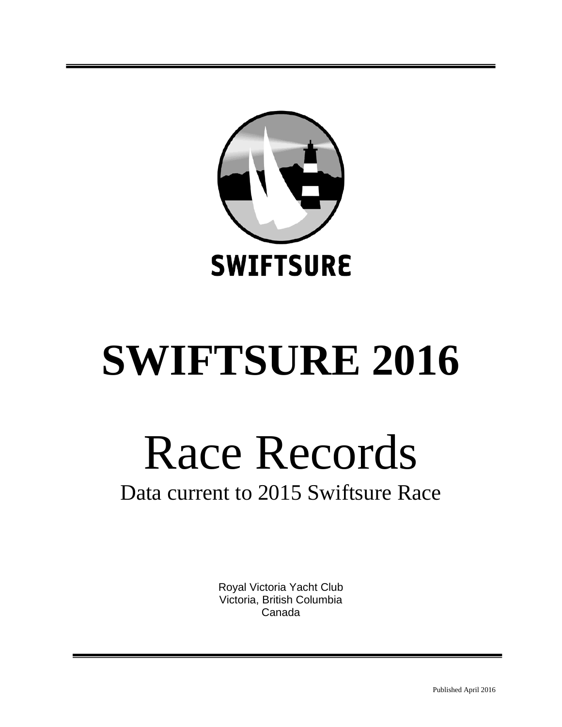SWIFTSURE

# SWIFTSURE 2016

# Race Records

Data current to 2015 Swiftsure Race

Royal Victoria Yacht Club
Victoria, British Columbia
Canada

Published April 2016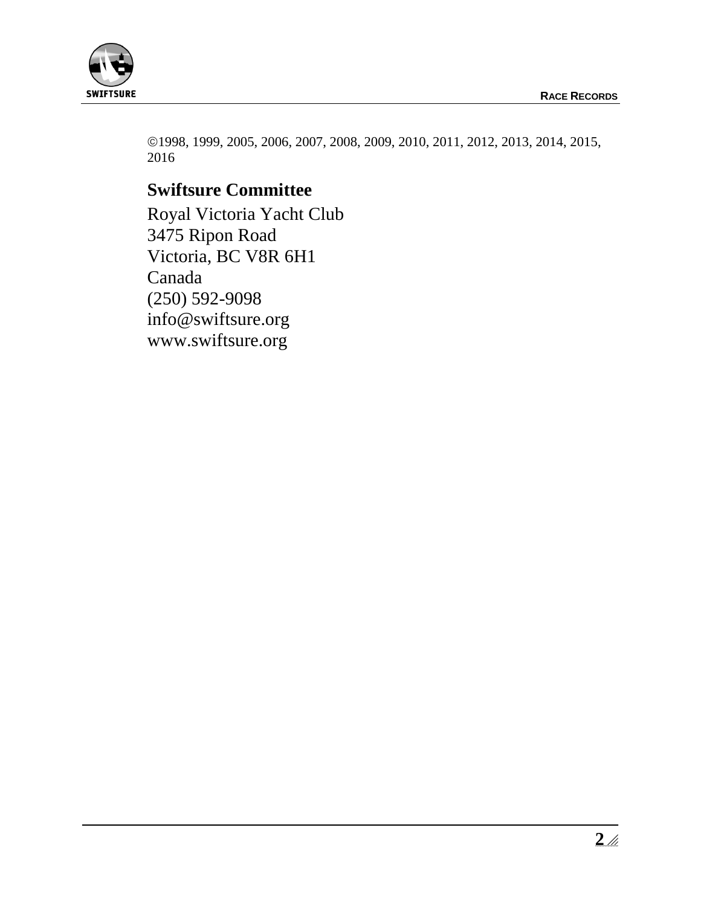©1998, 1999, 2005, 2006, 2007, 2008, 2009, 2010, 2011, 2012, 2013, 2014, 2015, 2016

## Swiftsure Committee

Royal Victoria Yacht Club
3475 Ripon Road
Victoria, BC V8R 6H1
Canada
(250) 592-9098
info@swiftsure.org
www.swiftsure.org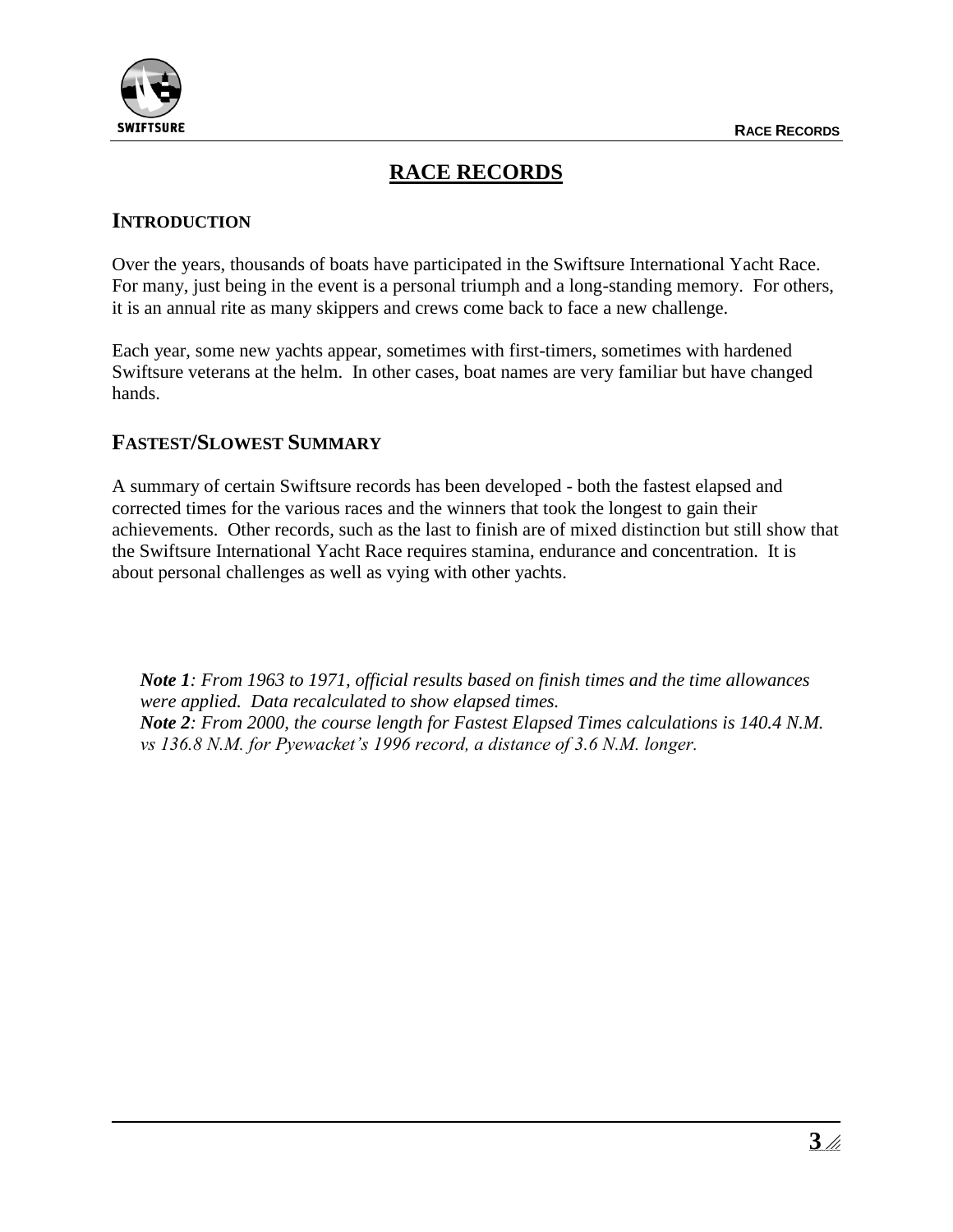# RACE RECORDS

## INTRODUCTION

Over the years, thousands of boats have participated in the Swiftsure International Yacht Race. For many, just being in the event is a personal triumph and a long-standing memory. For others, it is an annual rite as many skippers and crews come back to face a new challenge.

Each year, some new yachts appear, sometimes with first-timers, sometimes with hardened Swiftsure veterans at the helm. In other cases, boat names are very familiar but have changed hands.

## FASTEST/SLOWEST SUMMARY

A summary of certain Swiftsure records has been developed - both the fastest elapsed and corrected times for the various races and the winners that took the longest to gain their achievements. Other records, such as the last to finish are of mixed distinction but still show that the Swiftsure International Yacht Race requires stamina, endurance and concentration. It is about personal challenges as well as vying with other yachts.

***Note 1****: From 1963 to 1971, official results based on finish times and the time allowances were applied. Data recalculated to show elapsed times.*
***Note 2****: From 2000, the course length for Fastest Elapsed Times calculations is 140.4 N.M. vs 136.8 N.M. for Pyewacket's 1996 record, a distance of 3.6 N.M. longer.*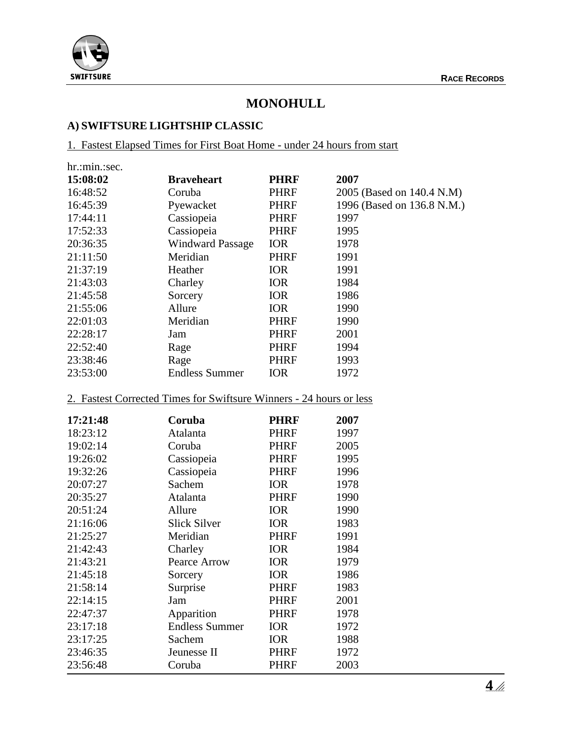# MONOHULL

## A) SWIFTSURE LIGHTSHIP CLASSIC

1. Fastest Elapsed Times for First Boat Home - under 24 hours from start

| hr.:min.:sec. | | | |
|---|---|---|---|
| **15:08:02** | **Braveheart** | **PHRF** | **2007** |
| 16:48:52 | Coruba | PHRF | 2005 (Based on 140.4 N.M) |
| 16:45:39 | Pyewacket | PHRF | 1996 (Based on 136.8 N.M.) |
| 17:44:11 | Cassiopeia | PHRF | 1997 |
| 17:52:33 | Cassiopeia | PHRF | 1995 |
| 20:36:35 | Windward Passage | IOR | 1978 |
| 21:11:50 | Meridian | PHRF | 1991 |
| 21:37:19 | Heather | IOR | 1991 |
| 21:43:03 | Charley | IOR | 1984 |
| 21:45:58 | Sorcery | IOR | 1986 |
| 21:55:06 | Allure | IOR | 1990 |
| 22:01:03 | Meridian | PHRF | 1990 |
| 22:28:17 | Jam | PHRF | 2001 |
| 22:52:40 | Rage | PHRF | 1994 |
| 23:38:46 | Rage | PHRF | 1993 |
| 23:53:00 | Endless Summer | IOR | 1972 |

2. Fastest Corrected Times for Swiftsure Winners - 24 hours or less

| | | | |
|---|---|---|---|
| **17:21:48** | **Coruba** | **PHRF** | **2007** |
| 18:23:12 | Atalanta | PHRF | 1997 |
| 19:02:14 | Coruba | PHRF | 2005 |
| 19:26:02 | Cassiopeia | PHRF | 1995 |
| 19:32:26 | Cassiopeia | PHRF | 1996 |
| 20:07:27 | Sachem | IOR | 1978 |
| 20:35:27 | Atalanta | PHRF | 1990 |
| 20:51:24 | Allure | IOR | 1990 |
| 21:16:06 | Slick Silver | IOR | 1983 |
| 21:25:27 | Meridian | PHRF | 1991 |
| 21:42:43 | Charley | IOR | 1984 |
| 21:43:21 | Pearce Arrow | IOR | 1979 |
| 21:45:18 | Sorcery | IOR | 1986 |
| 21:58:14 | Surprise | PHRF | 1983 |
| 22:14:15 | Jam | PHRF | 2001 |
| 22:47:37 | Apparition | PHRF | 1978 |
| 23:17:18 | Endless Summer | IOR | 1972 |
| 23:17:25 | Sachem | IOR | 1988 |
| 23:46:35 | Jeunesse II | PHRF | 1972 |
| 23:56:48 | Coruba | PHRF | 2003 |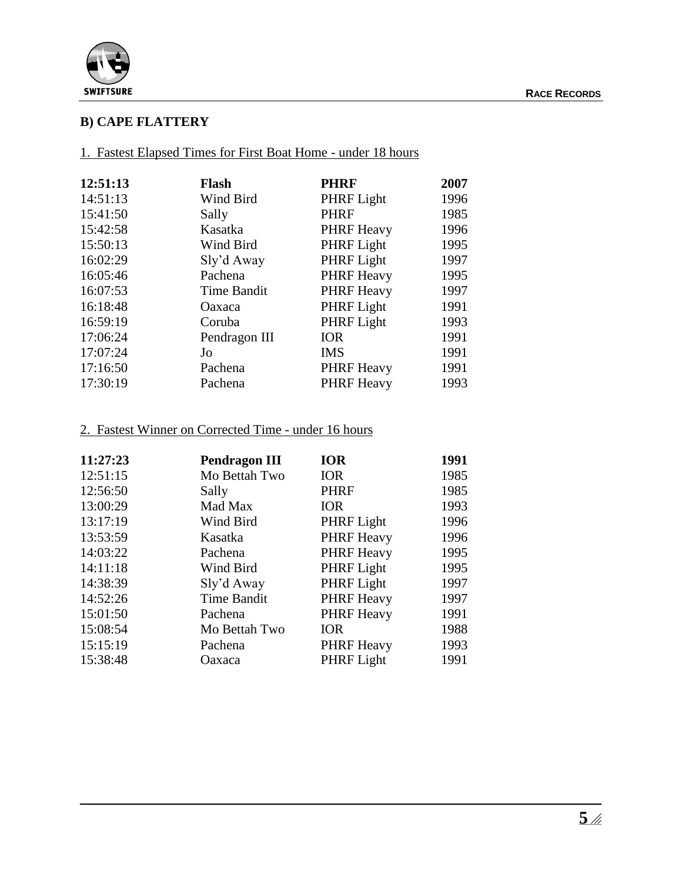## B) CAPE FLATTERY

### 1. Fastest Elapsed Times for First Boat Home - under 18 hours

| | | | |
|---|---|---|---|
| **12:51:13** | **Flash** | **PHRF** | **2007** |
| 14:51:13 | Wind Bird | PHRF Light | 1996 |
| 15:41:50 | Sally | PHRF | 1985 |
| 15:42:58 | Kasatka | PHRF Heavy | 1996 |
| 15:50:13 | Wind Bird | PHRF Light | 1995 |
| 16:02:29 | Sly'd Away | PHRF Light | 1997 |
| 16:05:46 | Pachena | PHRF Heavy | 1995 |
| 16:07:53 | Time Bandit | PHRF Heavy | 1997 |
| 16:18:48 | Oaxaca | PHRF Light | 1991 |
| 16:59:19 | Coruba | PHRF Light | 1993 |
| 17:06:24 | Pendragon III | IOR | 1991 |
| 17:07:24 | Jo | IMS | 1991 |
| 17:16:50 | Pachena | PHRF Heavy | 1991 |
| 17:30:19 | Pachena | PHRF Heavy | 1993 |

### 2. Fastest Winner on Corrected Time - under 16 hours

| | | | |
|---|---|---|---|
| **11:27:23** | **Pendragon III** | **IOR** | **1991** |
| 12:51:15 | Mo Bettah Two | IOR | 1985 |
| 12:56:50 | Sally | PHRF | 1985 |
| 13:00:29 | Mad Max | IOR | 1993 |
| 13:17:19 | Wind Bird | PHRF Light | 1996 |
| 13:53:59 | Kasatka | PHRF Heavy | 1996 |
| 14:03:22 | Pachena | PHRF Heavy | 1995 |
| 14:11:18 | Wind Bird | PHRF Light | 1995 |
| 14:38:39 | Sly'd Away | PHRF Light | 1997 |
| 14:52:26 | Time Bandit | PHRF Heavy | 1997 |
| 15:01:50 | Pachena | PHRF Heavy | 1991 |
| 15:08:54 | Mo Bettah Two | IOR | 1988 |
| 15:15:19 | Pachena | PHRF Heavy | 1993 |
| 15:38:48 | Oaxaca | PHRF Light | 1991 |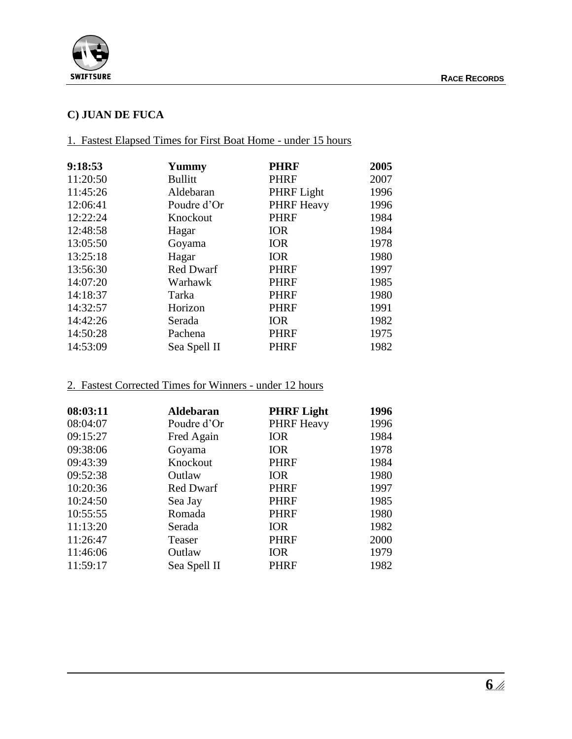### C) JUAN DE FUCA

1. Fastest Elapsed Times for First Boat Home - under 15 hours

| | | | |
|---|---|---|---|
| **9:18:53** | **Yummy** | **PHRF** | **2005** |
| 11:20:50 | Bullitt | PHRF | 2007 |
| 11:45:26 | Aldebaran | PHRF Light | 1996 |
| 12:06:41 | Poudre d'Or | PHRF Heavy | 1996 |
| 12:22:24 | Knockout | PHRF | 1984 |
| 12:48:58 | Hagar | IOR | 1984 |
| 13:05:50 | Goyama | IOR | 1978 |
| 13:25:18 | Hagar | IOR | 1980 |
| 13:56:30 | Red Dwarf | PHRF | 1997 |
| 14:07:20 | Warhawk | PHRF | 1985 |
| 14:18:37 | Tarka | PHRF | 1980 |
| 14:32:57 | Horizon | PHRF | 1991 |
| 14:42:26 | Serada | IOR | 1982 |
| 14:50:28 | Pachena | PHRF | 1975 |
| 14:53:09 | Sea Spell II | PHRF | 1982 |

2. Fastest Corrected Times for Winners - under 12 hours

| | | | |
|---|---|---|---|
| **08:03:11** | **Aldebaran** | **PHRF Light** | **1996** |
| 08:04:07 | Poudre d'Or | PHRF Heavy | 1996 |
| 09:15:27 | Fred Again | IOR | 1984 |
| 09:38:06 | Goyama | IOR | 1978 |
| 09:43:39 | Knockout | PHRF | 1984 |
| 09:52:38 | Outlaw | IOR | 1980 |
| 10:20:36 | Red Dwarf | PHRF | 1997 |
| 10:24:50 | Sea Jay | PHRF | 1985 |
| 10:55:55 | Romada | PHRF | 1980 |
| 11:13:20 | Serada | IOR | 1982 |
| 11:26:47 | Teaser | PHRF | 2000 |
| 11:46:06 | Outlaw | IOR | 1979 |
| 11:59:17 | Sea Spell II | PHRF | 1982 |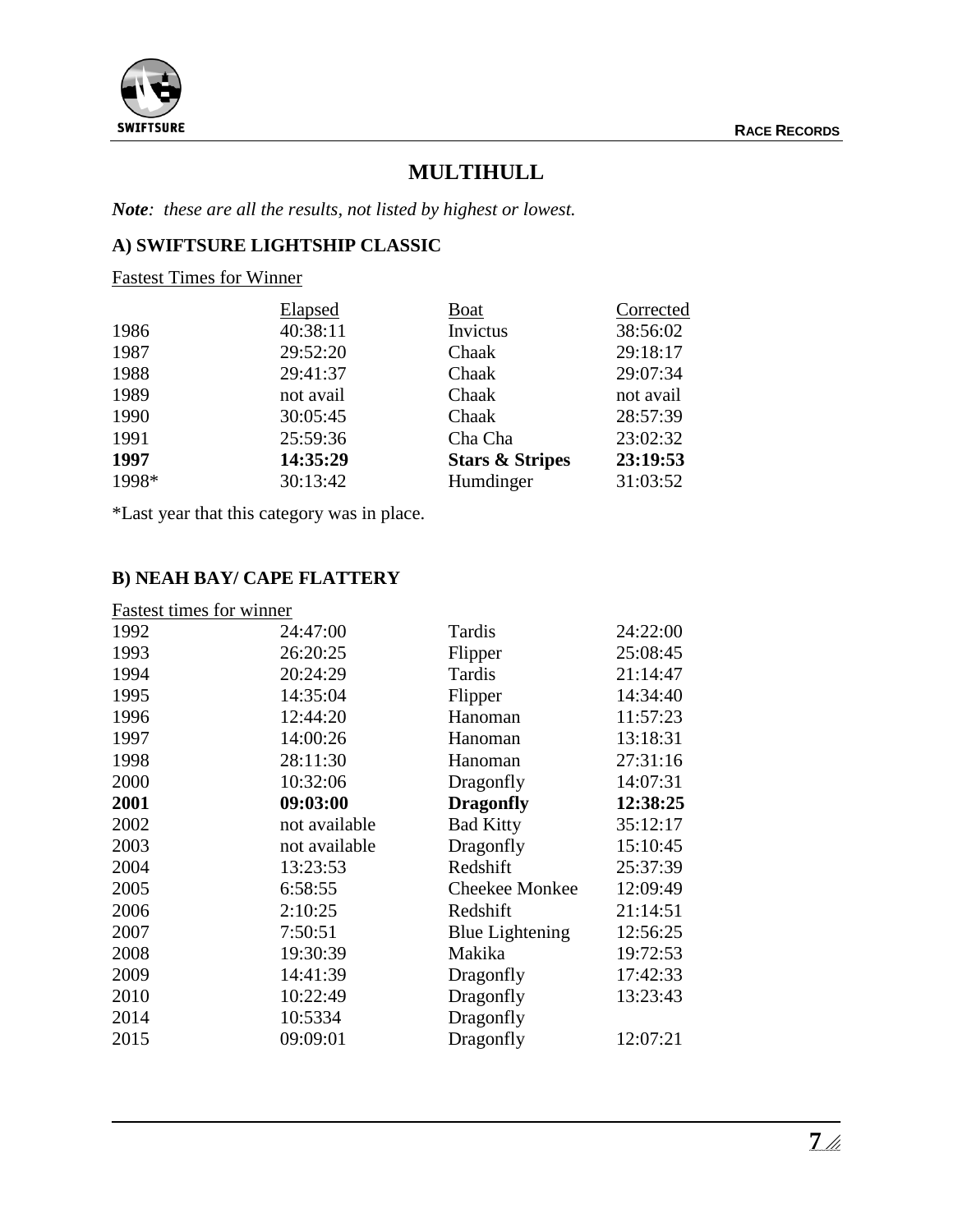# MULTIHULL

***Note**: these are all the results, not listed by highest or lowest.*

### A) SWIFTSURE LIGHTSHIP CLASSIC

Fastest Times for Winner

| | Elapsed | Boat | Corrected |
|---|---|---|---|
| 1986 | 40:38:11 | Invictus | 38:56:02 |
| 1987 | 29:52:20 | Chaak | 29:18:17 |
| 1988 | 29:41:37 | Chaak | 29:07:34 |
| 1989 | not avail | Chaak | not avail |
| 1990 | 30:05:45 | Chaak | 28:57:39 |
| 1991 | 25:59:36 | Cha Cha | 23:02:32 |
| **1997** | **14:35:29** | **Stars & Stripes** | **23:19:53** |
| 1998* | 30:13:42 | Humdinger | 31:03:52 |

*Last year that this category was in place.

### B) NEAH BAY/ CAPE FLATTERY

Fastest times for winner

| | | | |
|---|---|---|---|
| 1992 | 24:47:00 | Tardis | 24:22:00 |
| 1993 | 26:20:25 | Flipper | 25:08:45 |
| 1994 | 20:24:29 | Tardis | 21:14:47 |
| 1995 | 14:35:04 | Flipper | 14:34:40 |
| 1996 | 12:44:20 | Hanoman | 11:57:23 |
| 1997 | 14:00:26 | Hanoman | 13:18:31 |
| 1998 | 28:11:30 | Hanoman | 27:31:16 |
| 2000 | 10:32:06 | Dragonfly | 14:07:31 |
| **2001** | **09:03:00** | **Dragonfly** | **12:38:25** |
| 2002 | not available | Bad Kitty | 35:12:17 |
| 2003 | not available | Dragonfly | 15:10:45 |
| 2004 | 13:23:53 | Redshift | 25:37:39 |
| 2005 | 6:58:55 | Cheekee Monkee | 12:09:49 |
| 2006 | 2:10:25 | Redshift | 21:14:51 |
| 2007 | 7:50:51 | Blue Lightening | 12:56:25 |
| 2008 | 19:30:39 | Makika | 19:72:53 |
| 2009 | 14:41:39 | Dragonfly | 17:42:33 |
| 2010 | 10:22:49 | Dragonfly | 13:23:43 |
| 2014 | 10:5334 | Dragonfly | |
| 2015 | 09:09:01 | Dragonfly | 12:07:21 |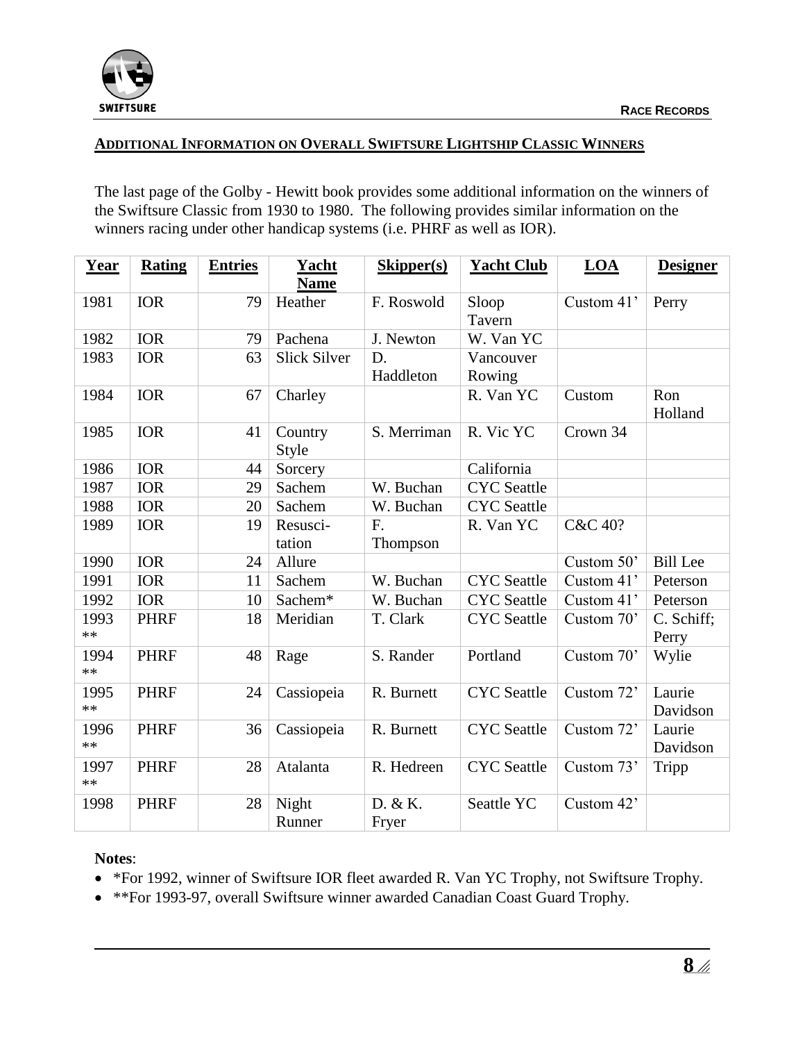## ADDITIONAL INFORMATION ON OVERALL SWIFTSURE LIGHTSHIP CLASSIC WINNERS

The last page of the Golby - Hewitt book provides some additional information on the winners of the Swiftsure Classic from 1930 to 1980. The following provides similar information on the winners racing under other handicap systems (i.e. PHRF as well as IOR).

| Year | Rating | Entries | Yacht Name | Skipper(s) | Yacht Club | LOA | Designer |
|---|---|---|---|---|---|---|---|
| 1981 | IOR | 79 | Heather | F. Roswold | Sloop Tavern | Custom 41' | Perry |
| 1982 | IOR | 79 | Pachena | J. Newton | W. Van YC | | |
| 1983 | IOR | 63 | Slick Silver | D. Haddleton | Vancouver Rowing | | |
| 1984 | IOR | 67 | Charley | | R. Van YC | Custom | Ron Holland |
| 1985 | IOR | 41 | Country Style | S. Merriman | R. Vic YC | Crown 34 | |
| 1986 | IOR | 44 | Sorcery | | California | | |
| 1987 | IOR | 29 | Sachem | W. Buchan | CYC Seattle | | |
| 1988 | IOR | 20 | Sachem | W. Buchan | CYC Seattle | | |
| 1989 | IOR | 19 | Resuscitation | F. Thompson | R. Van YC | C&C 40? | |
| 1990 | IOR | 24 | Allure | | | Custom 50' | Bill Lee |
| 1991 | IOR | 11 | Sachem | W. Buchan | CYC Seattle | Custom 41' | Peterson |
| 1992 | IOR | 10 | Sachem* | W. Buchan | CYC Seattle | Custom 41' | Peterson |
| 1993 ** | PHRF | 18 | Meridian | T. Clark | CYC Seattle | Custom 70' | C. Schiff; Perry |
| 1994 ** | PHRF | 48 | Rage | S. Rander | Portland | Custom 70' | Wylie |
| 1995 ** | PHRF | 24 | Cassiopeia | R. Burnett | CYC Seattle | Custom 72' | Laurie Davidson |
| 1996 ** | PHRF | 36 | Cassiopeia | R. Burnett | CYC Seattle | Custom 72' | Laurie Davidson |
| 1997 ** | PHRF | 28 | Atalanta | R. Hedreen | CYC Seattle | Custom 73' | Tripp |
| 1998 | PHRF | 28 | Night Runner | D. & K. Fryer | Seattle YC | Custom 42' | |

**Notes**:

- *For 1992, winner of Swiftsure IOR fleet awarded R. Van YC Trophy, not Swiftsure Trophy.
- **For 1993-97, overall Swiftsure winner awarded Canadian Coast Guard Trophy.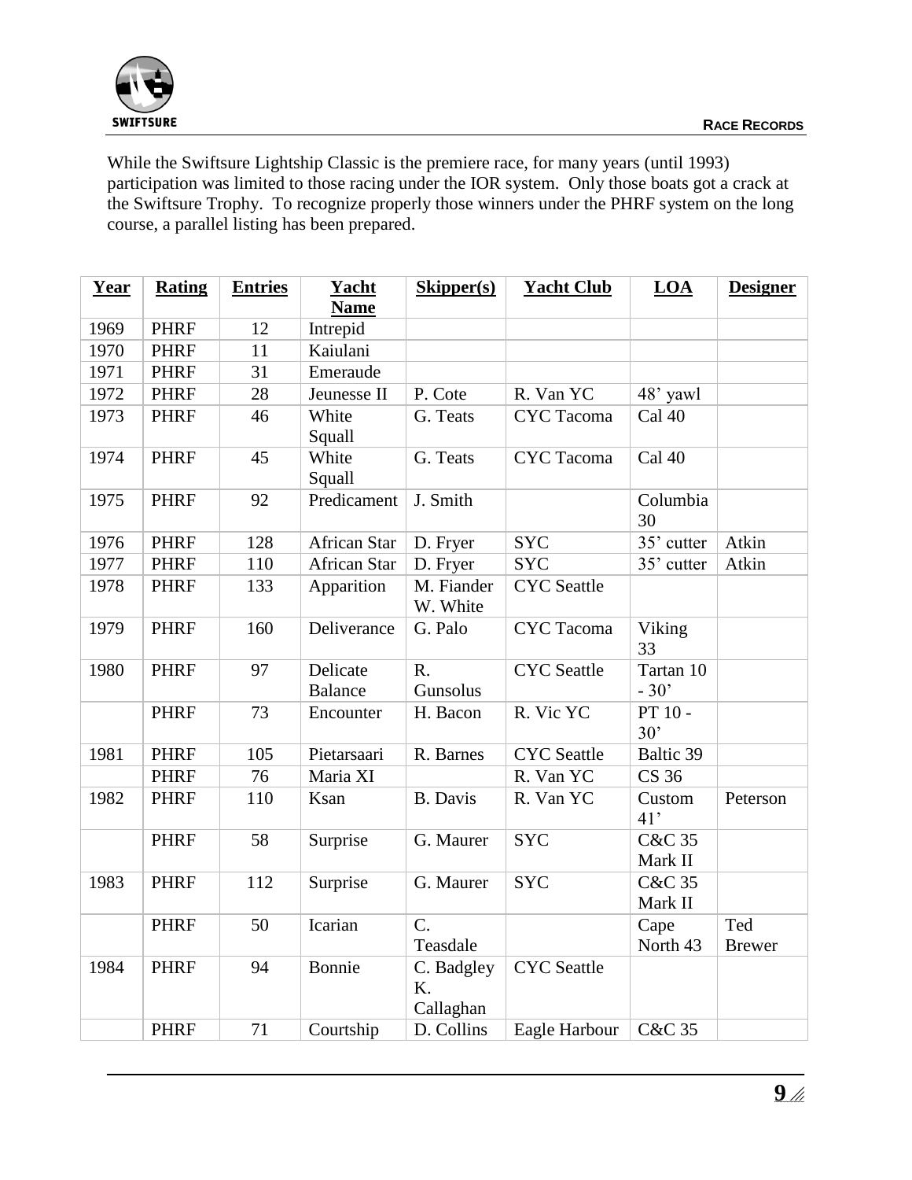While the Swiftsure Lightship Classic is the premiere race, for many years (until 1993) participation was limited to those racing under the IOR system. Only those boats got a crack at the Swiftsure Trophy. To recognize properly those winners under the PHRF system on the long course, a parallel listing has been prepared.

| Year | Rating | Entries | Yacht Name | Skipper(s) | Yacht Club | LOA | Designer |
|---|---|---|---|---|---|---|---|
| 1969 | PHRF | 12 | Intrepid | | | | |
| 1970 | PHRF | 11 | Kaiulani | | | | |
| 1971 | PHRF | 31 | Emeraude | | | | |
| 1972 | PHRF | 28 | Jeunesse II | P. Cote | R. Van YC | 48' yawl | |
| 1973 | PHRF | 46 | White Squall | G. Teats | CYC Tacoma | Cal 40 | |
| 1974 | PHRF | 45 | White Squall | G. Teats | CYC Tacoma | Cal 40 | |
| 1975 | PHRF | 92 | Predicament | J. Smith | | Columbia 30 | |
| 1976 | PHRF | 128 | African Star | D. Fryer | SYC | 35' cutter | Atkin |
| 1977 | PHRF | 110 | African Star | D. Fryer | SYC | 35' cutter | Atkin |
| 1978 | PHRF | 133 | Apparition | M. Fiander W. White | CYC Seattle | | |
| 1979 | PHRF | 160 | Deliverance | G. Palo | CYC Tacoma | Viking 33 | |
| 1980 | PHRF | 97 | Delicate Balance | R. Gunsolus | CYC Seattle | Tartan 10 - 30' | |
| | PHRF | 73 | Encounter | H. Bacon | R. Vic YC | PT 10 - 30' | |
| 1981 | PHRF | 105 | Pietarsaari | R. Barnes | CYC Seattle | Baltic 39 | |
| | PHRF | 76 | Maria XI | | R. Van YC | CS 36 | |
| 1982 | PHRF | 110 | Ksan | B. Davis | R. Van YC | Custom 41' | Peterson |
| | PHRF | 58 | Surprise | G. Maurer | SYC | C&C 35 Mark II | |
| 1983 | PHRF | 112 | Surprise | G. Maurer | SYC | C&C 35 Mark II | |
| | PHRF | 50 | Icarian | C. Teasdale | | Cape North 43 | Ted Brewer |
| 1984 | PHRF | 94 | Bonnie | C. Badgley K. Callaghan | CYC Seattle | | |
| | PHRF | 71 | Courtship | D. Collins | Eagle Harbour | C&C 35 | |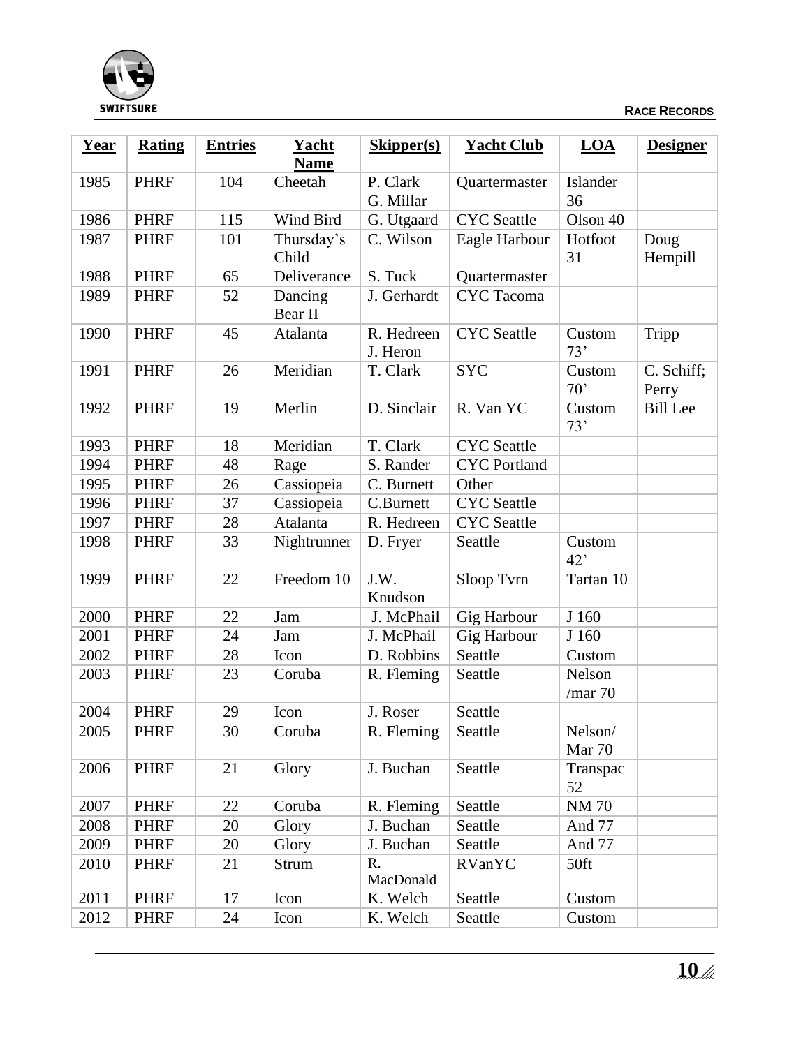| Year | Rating | Entries | Yacht Name | Skipper(s) | Yacht Club | LOA | Designer |
|---|---|---|---|---|---|---|---|
| 1985 | PHRF | 104 | Cheetah | P. Clark G. Millar | Quartermaster | Islander 36 | |
| 1986 | PHRF | 115 | Wind Bird | G. Utgaard | CYC Seattle | Olson 40 | |
| 1987 | PHRF | 101 | Thursday's Child | C. Wilson | Eagle Harbour | Hotfoot 31 | Doug Hempill |
| 1988 | PHRF | 65 | Deliverance | S. Tuck | Quartermaster | | |
| 1989 | PHRF | 52 | Dancing Bear II | J. Gerhardt | CYC Tacoma | | |
| 1990 | PHRF | 45 | Atalanta | R. Hedreen J. Heron | CYC Seattle | Custom 73' | Tripp |
| 1991 | PHRF | 26 | Meridian | T. Clark | SYC | Custom 70' | C. Schiff; Perry |
| 1992 | PHRF | 19 | Merlin | D. Sinclair | R. Van YC | Custom 73' | Bill Lee |
| 1993 | PHRF | 18 | Meridian | T. Clark | CYC Seattle | | |
| 1994 | PHRF | 48 | Rage | S. Rander | CYC Portland | | |
| 1995 | PHRF | 26 | Cassiopeia | C. Burnett | Other | | |
| 1996 | PHRF | 37 | Cassiopeia | C.Burnett | CYC Seattle | | |
| 1997 | PHRF | 28 | Atalanta | R. Hedreen | CYC Seattle | | |
| 1998 | PHRF | 33 | Nightrunner | D. Fryer | Seattle | Custom 42' | |
| 1999 | PHRF | 22 | Freedom 10 | J.W. Knudson | Sloop Tvrn | Tartan 10 | |
| 2000 | PHRF | 22 | Jam | J. McPhail | Gig Harbour | J 160 | |
| 2001 | PHRF | 24 | Jam | J. McPhail | Gig Harbour | J 160 | |
| 2002 | PHRF | 28 | Icon | D. Robbins | Seattle | Custom | |
| 2003 | PHRF | 23 | Coruba | R. Fleming | Seattle | Nelson /mar 70 | |
| 2004 | PHRF | 29 | Icon | J. Roser | Seattle | | |
| 2005 | PHRF | 30 | Coruba | R. Fleming | Seattle | Nelson/ Mar 70 | |
| 2006 | PHRF | 21 | Glory | J. Buchan | Seattle | Transpac 52 | |
| 2007 | PHRF | 22 | Coruba | R. Fleming | Seattle | NM 70 | |
| 2008 | PHRF | 20 | Glory | J. Buchan | Seattle | And 77 | |
| 2009 | PHRF | 20 | Glory | J. Buchan | Seattle | And 77 | |
| 2010 | PHRF | 21 | Strum | R. MacDonald | RVanYC | 50ft | |
| 2011 | PHRF | 17 | Icon | K. Welch | Seattle | Custom | |
| 2012 | PHRF | 24 | Icon | K. Welch | Seattle | Custom | |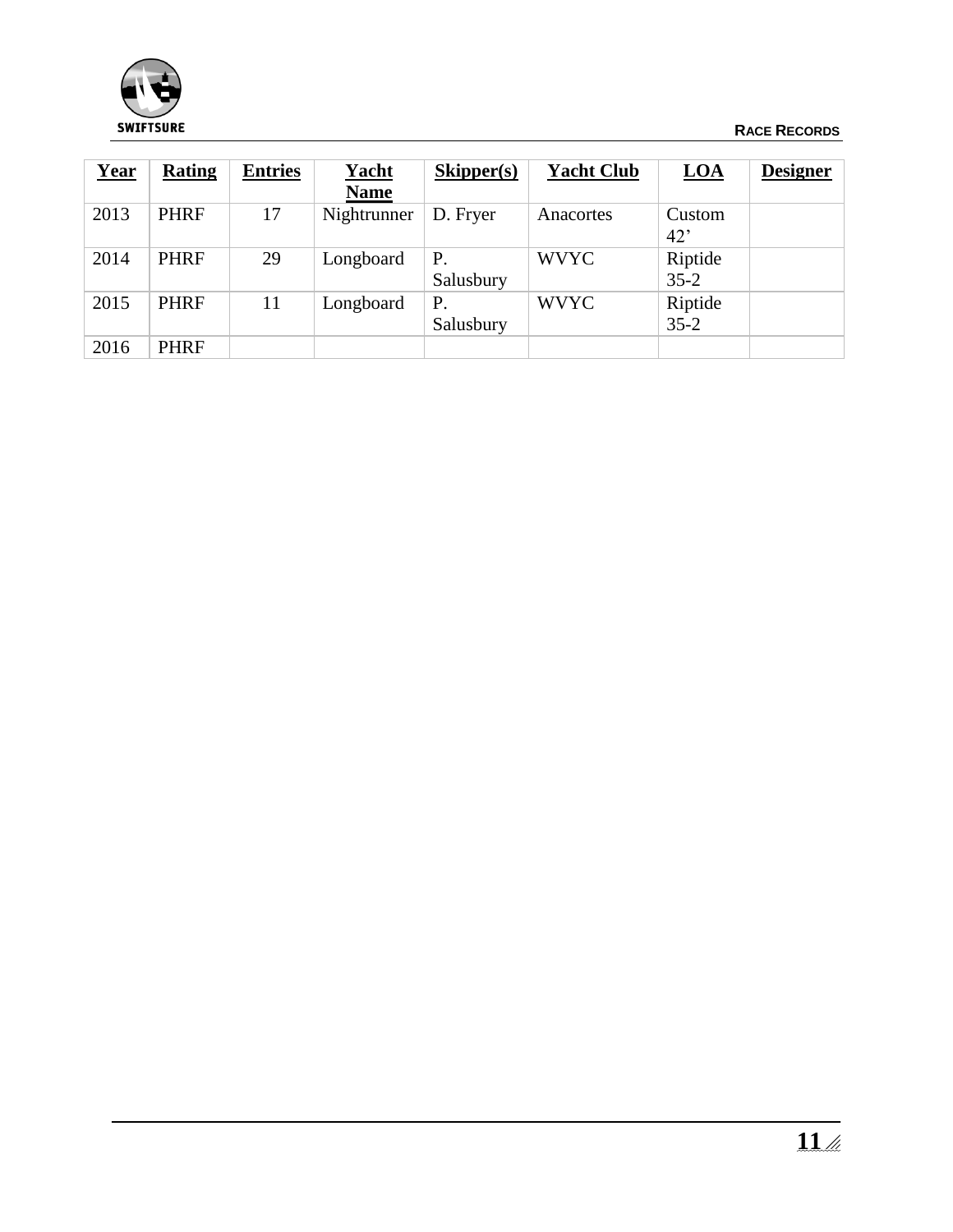| Year | Rating | Entries | Yacht Name | Skipper(s) | Yacht Club | LOA | Designer |
|---|---|---|---|---|---|---|---|
| 2013 | PHRF | 17 | Nightrunner | D. Fryer | Anacortes | Custom 42’ | |
| 2014 | PHRF | 29 | Longboard | P. Salusbury | WVYC | Riptide 35-2 | |
| 2015 | PHRF | 11 | Longboard | P. Salusbury | WVYC | Riptide 35-2 | |
| 2016 | PHRF | | | | | | |